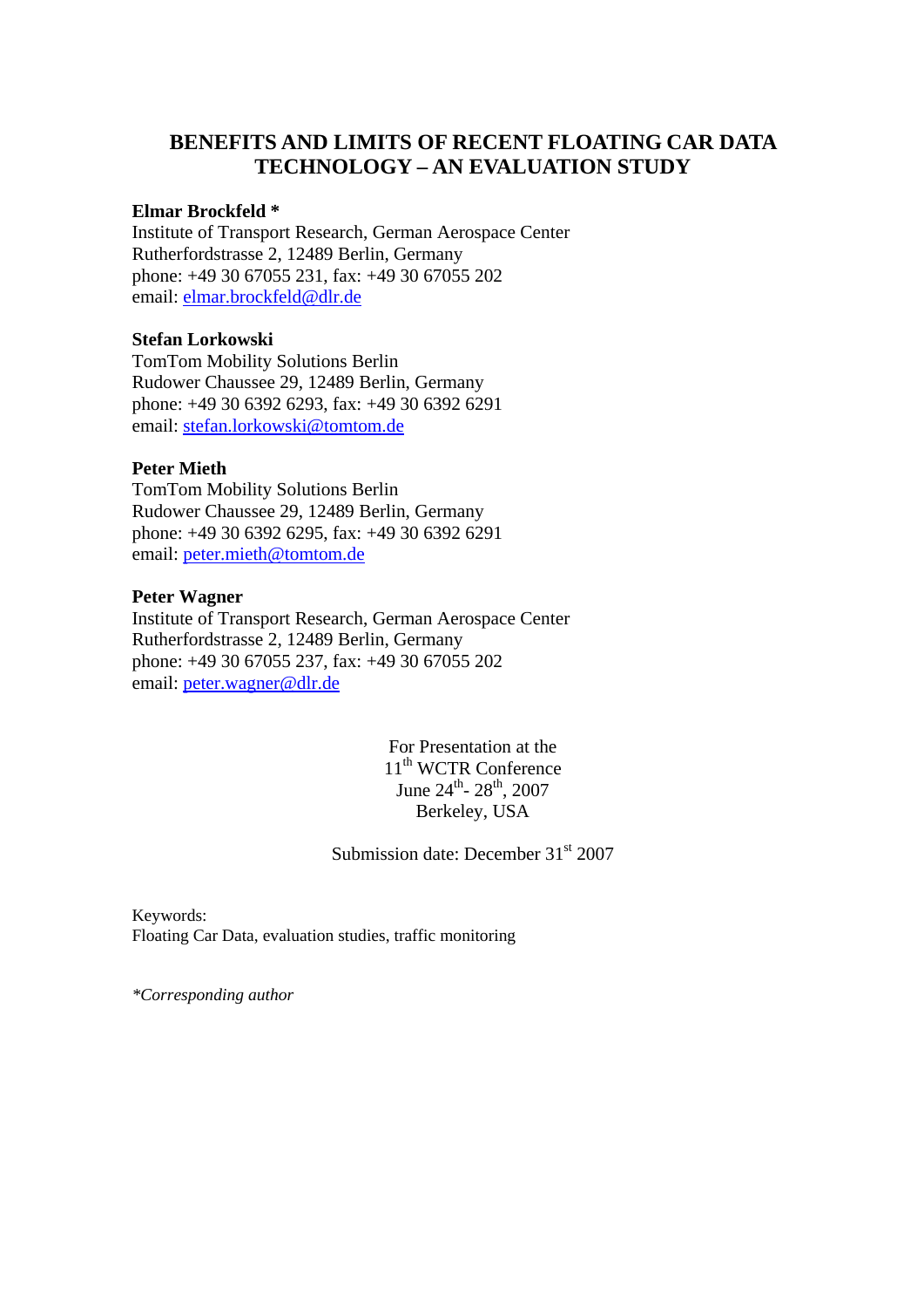# BENEFITS AND LIMITS OF RECENT FLOATING CAR DATA TECHNOLOGY – AN EVALUATION STUDY

**Elmar Brockfeld \***
Institute of Transport Research, German Aerospace Center
Rutherfordstrasse 2, 12489 Berlin, Germany
phone: +49 30 67055 231, fax: +49 30 67055 202
email: elmar.brockfeld@dlr.de

**Stefan Lorkowski**
TomTom Mobility Solutions Berlin
Rudower Chaussee 29, 12489 Berlin, Germany
phone: +49 30 6392 6293, fax: +49 30 6392 6291
email: stefan.lorkowski@tomtom.de

**Peter Mieth**
TomTom Mobility Solutions Berlin
Rudower Chaussee 29, 12489 Berlin, Germany
phone: +49 30 6392 6295, fax: +49 30 6392 6291
email: peter.mieth@tomtom.de

**Peter Wagner**
Institute of Transport Research, German Aerospace Center
Rutherfordstrasse 2, 12489 Berlin, Germany
phone: +49 30 67055 237, fax: +49 30 67055 202
email: peter.wagner@dlr.de

For Presentation at the
11th WCTR Conference
June 24th- 28th, 2007
Berkeley, USA

Submission date: December 31st 2007

Keywords:
Floating Car Data, evaluation studies, traffic monitoring

*\*Corresponding author*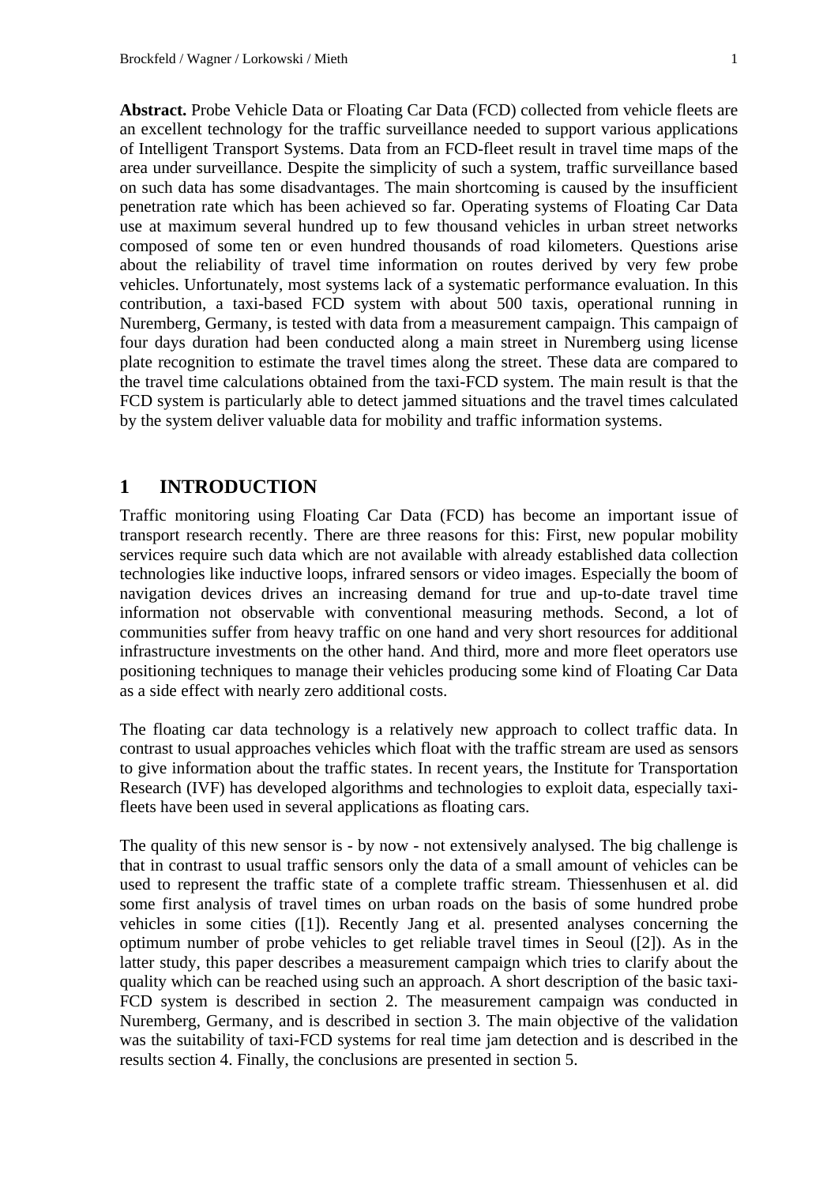**Abstract.** Probe Vehicle Data or Floating Car Data (FCD) collected from vehicle fleets are an excellent technology for the traffic surveillance needed to support various applications of Intelligent Transport Systems. Data from an FCD-fleet result in travel time maps of the area under surveillance. Despite the simplicity of such a system, traffic surveillance based on such data has some disadvantages. The main shortcoming is caused by the insufficient penetration rate which has been achieved so far. Operating systems of Floating Car Data use at maximum several hundred up to few thousand vehicles in urban street networks composed of some ten or even hundred thousands of road kilometers. Questions arise about the reliability of travel time information on routes derived by very few probe vehicles. Unfortunately, most systems lack of a systematic performance evaluation. In this contribution, a taxi-based FCD system with about 500 taxis, operational running in Nuremberg, Germany, is tested with data from a measurement campaign. This campaign of four days duration had been conducted along a main street in Nuremberg using license plate recognition to estimate the travel times along the street. These data are compared to the travel time calculations obtained from the taxi-FCD system. The main result is that the FCD system is particularly able to detect jammed situations and the travel times calculated by the system deliver valuable data for mobility and traffic information systems.

# 1 INTRODUCTION

Traffic monitoring using Floating Car Data (FCD) has become an important issue of transport research recently. There are three reasons for this: First, new popular mobility services require such data which are not available with already established data collection technologies like inductive loops, infrared sensors or video images. Especially the boom of navigation devices drives an increasing demand for true and up-to-date travel time information not observable with conventional measuring methods. Second, a lot of communities suffer from heavy traffic on one hand and very short resources for additional infrastructure investments on the other hand. And third, more and more fleet operators use positioning techniques to manage their vehicles producing some kind of Floating Car Data as a side effect with nearly zero additional costs.

The floating car data technology is a relatively new approach to collect traffic data. In contrast to usual approaches vehicles which float with the traffic stream are used as sensors to give information about the traffic states. In recent years, the Institute for Transportation Research (IVF) has developed algorithms and technologies to exploit data, especially taxi-fleets have been used in several applications as floating cars.

The quality of this new sensor is - by now - not extensively analysed. The big challenge is that in contrast to usual traffic sensors only the data of a small amount of vehicles can be used to represent the traffic state of a complete traffic stream. Thiessenhusen et al. did some first analysis of travel times on urban roads on the basis of some hundred probe vehicles in some cities ([1]). Recently Jang et al. presented analyses concerning the optimum number of probe vehicles to get reliable travel times in Seoul ([2]). As in the latter study, this paper describes a measurement campaign which tries to clarify about the quality which can be reached using such an approach. A short description of the basic taxi-FCD system is described in section 2. The measurement campaign was conducted in Nuremberg, Germany, and is described in section 3. The main objective of the validation was the suitability of taxi-FCD systems for real time jam detection and is described in the results section 4. Finally, the conclusions are presented in section 5.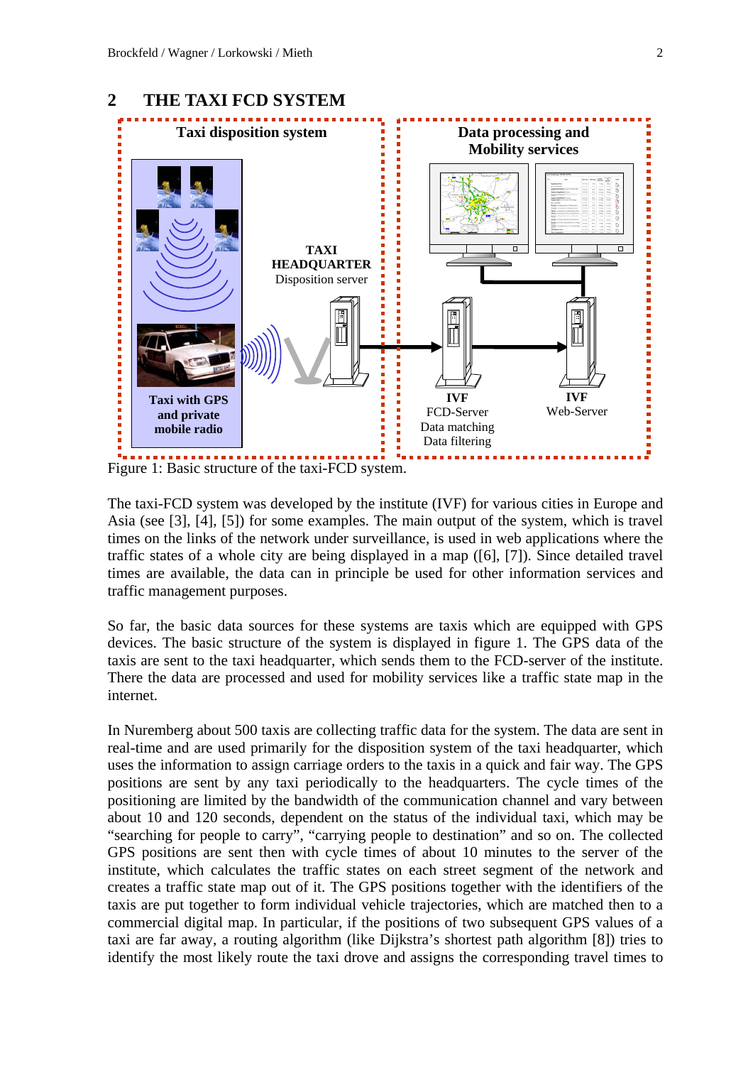## 2 THE TAXI FCD SYSTEM

Figure 1: Basic structure of the taxi-FCD system.

The taxi-FCD system was developed by the institute (IVF) for various cities in Europe and Asia (see [3], [4], [5]) for some examples. The main output of the system, which is travel times on the links of the network under surveillance, is used in web applications where the traffic states of a whole city are being displayed in a map ([6], [7]). Since detailed travel times are available, the data can in principle be used for other information services and traffic management purposes.

So far, the basic data sources for these systems are taxis which are equipped with GPS devices. The basic structure of the system is displayed in figure 1. The GPS data of the taxis are sent to the taxi headquarter, which sends them to the FCD-server of the institute. There the data are processed and used for mobility services like a traffic state map in the internet.

In Nuremberg about 500 taxis are collecting traffic data for the system. The data are sent in real-time and are used primarily for the disposition system of the taxi headquarter, which uses the information to assign carriage orders to the taxis in a quick and fair way. The GPS positions are sent by any taxi periodically to the headquarters. The cycle times of the positioning are limited by the bandwidth of the communication channel and vary between about 10 and 120 seconds, dependent on the status of the individual taxi, which may be "searching for people to carry", "carrying people to destination" and so on. The collected GPS positions are sent then with cycle times of about 10 minutes to the server of the institute, which calculates the traffic states on each street segment of the network and creates a traffic state map out of it. The GPS positions together with the identifiers of the taxis are put together to form individual vehicle trajectories, which are matched then to a commercial digital map. In particular, if the positions of two subsequent GPS values of a taxi are far away, a routing algorithm (like Dijkstra's shortest path algorithm [8]) tries to identify the most likely route the taxi drove and assigns the corresponding travel times to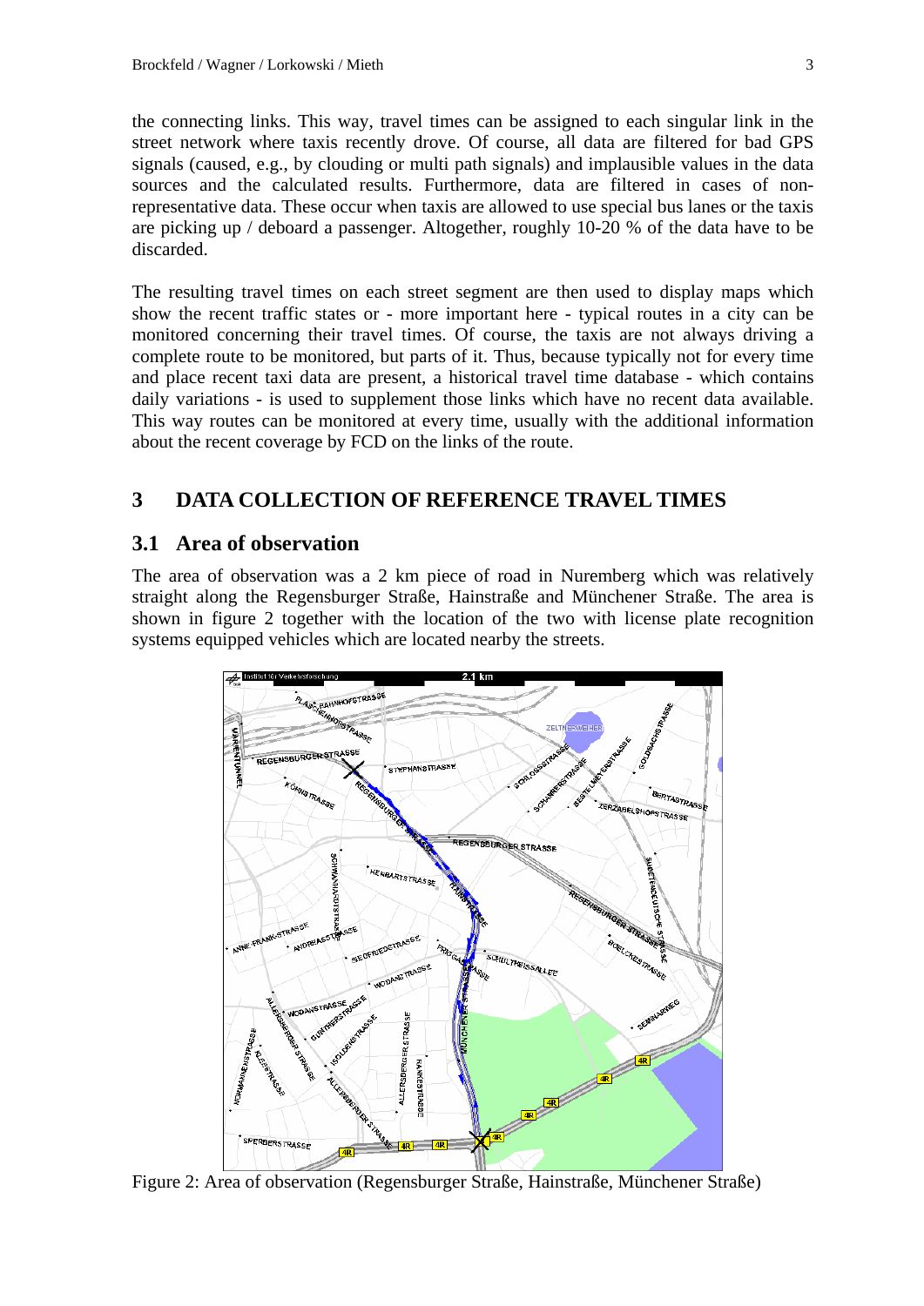the connecting links. This way, travel times can be assigned to each singular link in the street network where taxis recently drove. Of course, all data are filtered for bad GPS signals (caused, e.g., by clouding or multi path signals) and implausible values in the data sources and the calculated results. Furthermore, data are filtered in cases of non-representative data. These occur when taxis are allowed to use special bus lanes or the taxis are picking up / deboard a passenger. Altogether, roughly 10-20 % of the data have to be discarded.

The resulting travel times on each street segment are then used to display maps which show the recent traffic states or - more important here - typical routes in a city can be monitored concerning their travel times. Of course, the taxis are not always driving a complete route to be monitored, but parts of it. Thus, because typically not for every time and place recent taxi data are present, a historical travel time database - which contains daily variations - is used to supplement those links which have no recent data available. This way routes can be monitored at every time, usually with the additional information about the recent coverage by FCD on the links of the route.

## 3 DATA COLLECTION OF REFERENCE TRAVEL TIMES

### 3.1 Area of observation

The area of observation was a 2 km piece of road in Nuremberg which was relatively straight along the Regensburger Straße, Hainstraße and Münchener Straße. The area is shown in figure 2 together with the location of the two with license plate recognition systems equipped vehicles which are located nearby the streets.

Figure 2: Area of observation (Regensburger Straße, Hainstraße, Münchener Straße)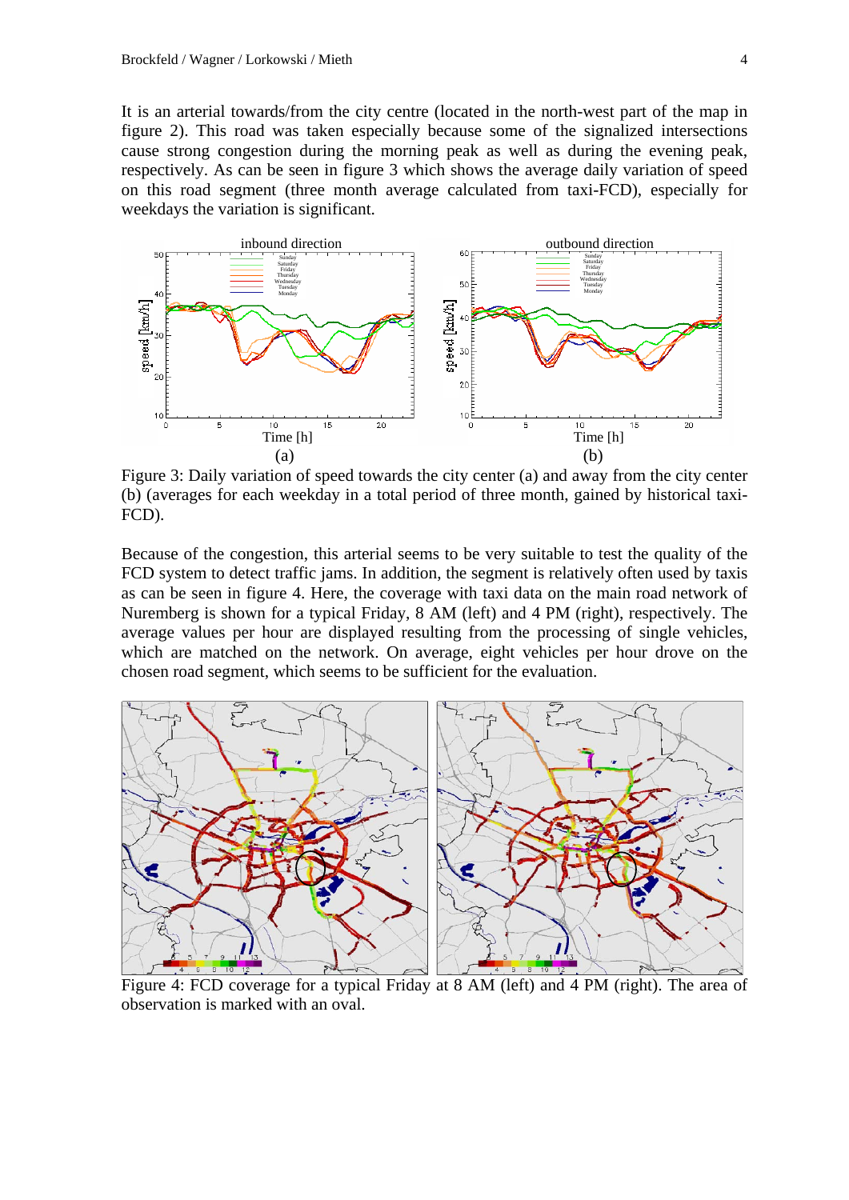It is an arterial towards/from the city centre (located in the north-west part of the map in figure 2). This road was taken especially because some of the signalized intersections cause strong congestion during the morning peak as well as during the evening peak, respectively. As can be seen in figure 3 which shows the average daily variation of speed on this road segment (three month average calculated from taxi-FCD), especially for weekdays the variation is significant.

Figure 3: Daily variation of speed towards the city center (a) and away from the city center (b) (averages for each weekday in a total period of three month, gained by historical taxi-FCD).

Because of the congestion, this arterial seems to be very suitable to test the quality of the FCD system to detect traffic jams. In addition, the segment is relatively often used by taxis as can be seen in figure 4. Here, the coverage with taxi data on the main road network of Nuremberg is shown for a typical Friday, 8 AM (left) and 4 PM (right), respectively. The average values per hour are displayed resulting from the processing of single vehicles, which are matched on the network. On average, eight vehicles per hour drove on the chosen road segment, which seems to be sufficient for the evaluation.

Figure 4: FCD coverage for a typical Friday at 8 AM (left) and 4 PM (right). The area of observation is marked with an oval.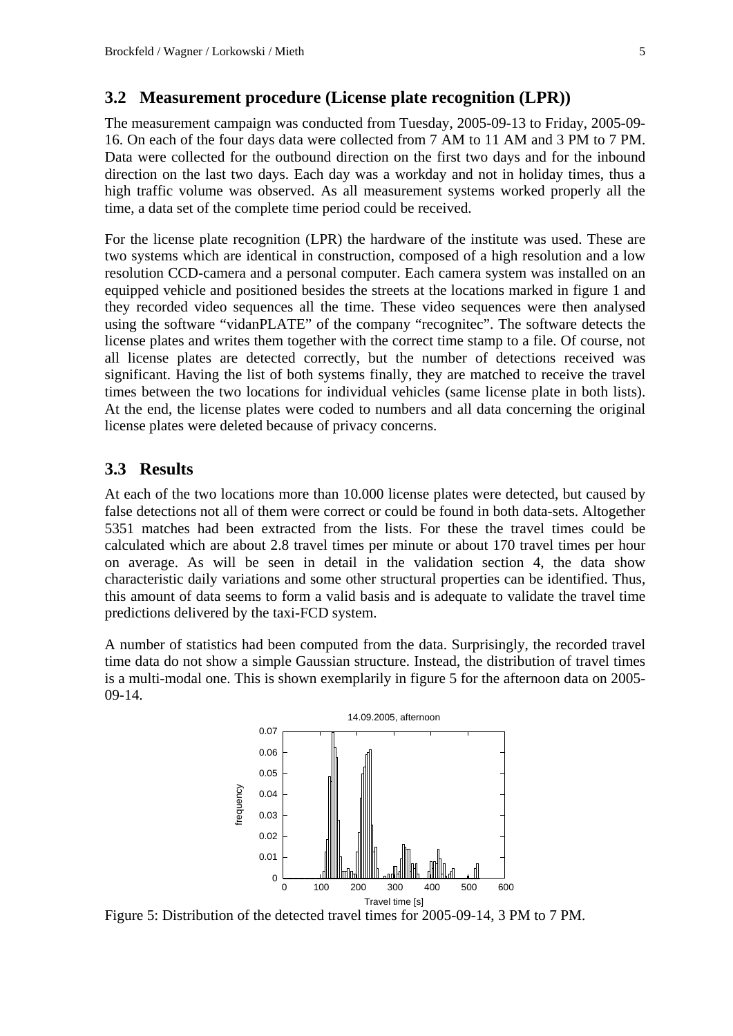## 3.2 Measurement procedure (License plate recognition (LPR))

The measurement campaign was conducted from Tuesday, 2005-09-13 to Friday, 2005-09-16. On each of the four days data were collected from 7 AM to 11 AM and 3 PM to 7 PM. Data were collected for the outbound direction on the first two days and for the inbound direction on the last two days. Each day was a workday and not in holiday times, thus a high traffic volume was observed. As all measurement systems worked properly all the time, a data set of the complete time period could be received.

For the license plate recognition (LPR) the hardware of the institute was used. These are two systems which are identical in construction, composed of a high resolution and a low resolution CCD-camera and a personal computer. Each camera system was installed on an equipped vehicle and positioned besides the streets at the locations marked in figure 1 and they recorded video sequences all the time. These video sequences were then analysed using the software "vidanPLATE" of the company "recognitec". The software detects the license plates and writes them together with the correct time stamp to a file. Of course, not all license plates are detected correctly, but the number of detections received was significant. Having the list of both systems finally, they are matched to receive the travel times between the two locations for individual vehicles (same license plate in both lists). At the end, the license plates were coded to numbers and all data concerning the original license plates were deleted because of privacy concerns.

## 3.3 Results

At each of the two locations more than 10.000 license plates were detected, but caused by false detections not all of them were correct or could be found in both data-sets. Altogether 5351 matches had been extracted from the lists. For these the travel times could be calculated which are about 2.8 travel times per minute or about 170 travel times per hour on average. As will be seen in detail in the validation section 4, the data show characteristic daily variations and some other structural properties can be identified. Thus, this amount of data seems to form a valid basis and is adequate to validate the travel time predictions delivered by the taxi-FCD system.

A number of statistics had been computed from the data. Surprisingly, the recorded travel time data do not show a simple Gaussian structure. Instead, the distribution of travel times is a multi-modal one. This is shown exemplarily in figure 5 for the afternoon data on 2005-09-14.

Figure 5: Distribution of the detected travel times for 2005-09-14, 3 PM to 7 PM.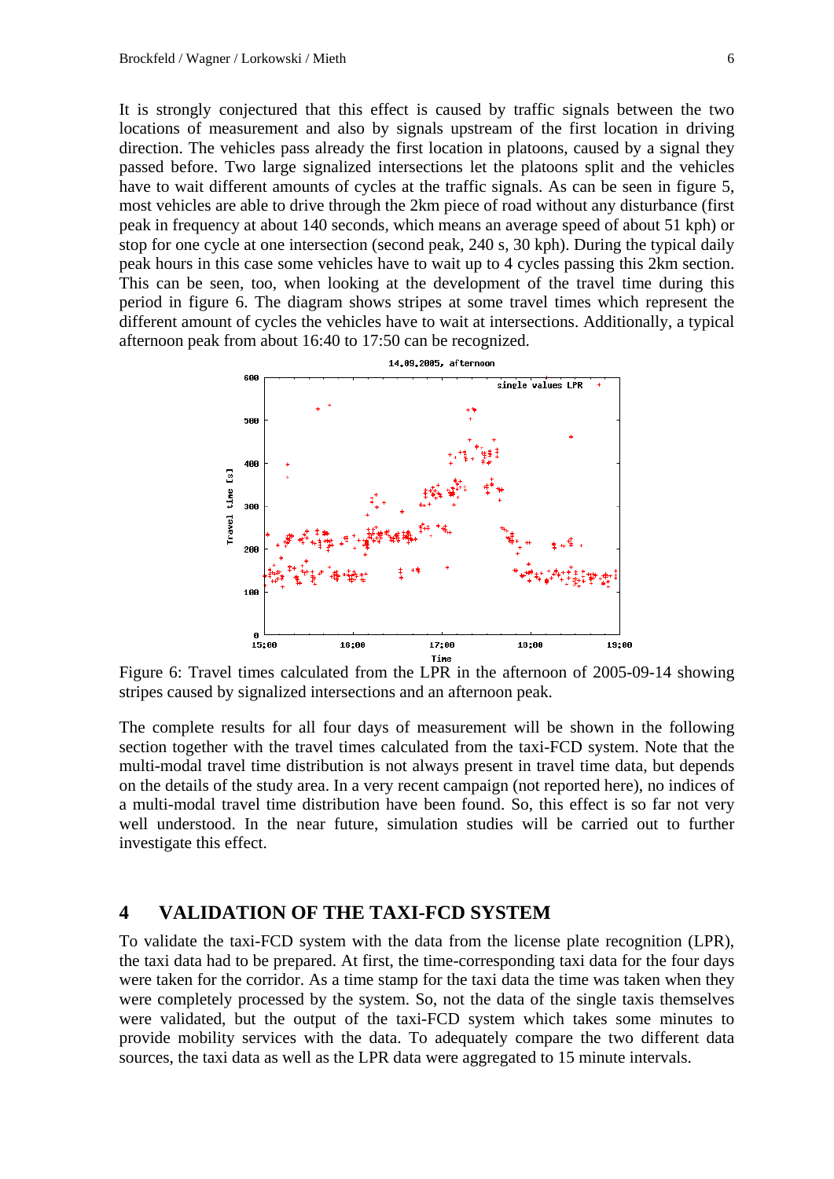It is strongly conjectured that this effect is caused by traffic signals between the two locations of measurement and also by signals upstream of the first location in driving direction. The vehicles pass already the first location in platoons, caused by a signal they passed before. Two large signalized intersections let the platoons split and the vehicles have to wait different amounts of cycles at the traffic signals. As can be seen in figure 5, most vehicles are able to drive through the 2km piece of road without any disturbance (first peak in frequency at about 140 seconds, which means an average speed of about 51 kph) or stop for one cycle at one intersection (second peak, 240 s, 30 kph). During the typical daily peak hours in this case some vehicles have to wait up to 4 cycles passing this 2km section. This can be seen, too, when looking at the development of the travel time during this period in figure 6. The diagram shows stripes at some travel times which represent the different amount of cycles the vehicles have to wait at intersections. Additionally, a typical afternoon peak from about 16:40 to 17:50 can be recognized.

Figure 6: Travel times calculated from the LPR in the afternoon of 2005-09-14 showing stripes caused by signalized intersections and an afternoon peak.

The complete results for all four days of measurement will be shown in the following section together with the travel times calculated from the taxi-FCD system. Note that the multi-modal travel time distribution is not always present in travel time data, but depends on the details of the study area. In a very recent campaign (not reported here), no indices of a multi-modal travel time distribution have been found. So, this effect is so far not very well understood. In the near future, simulation studies will be carried out to further investigate this effect.

## 4 VALIDATION OF THE TAXI-FCD SYSTEM

To validate the taxi-FCD system with the data from the license plate recognition (LPR), the taxi data had to be prepared. At first, the time-corresponding taxi data for the four days were taken for the corridor. As a time stamp for the taxi data the time was taken when they were completely processed by the system. So, not the data of the single taxis themselves were validated, but the output of the taxi-FCD system which takes some minutes to provide mobility services with the data. To adequately compare the two different data sources, the taxi data as well as the LPR data were aggregated to 15 minute intervals.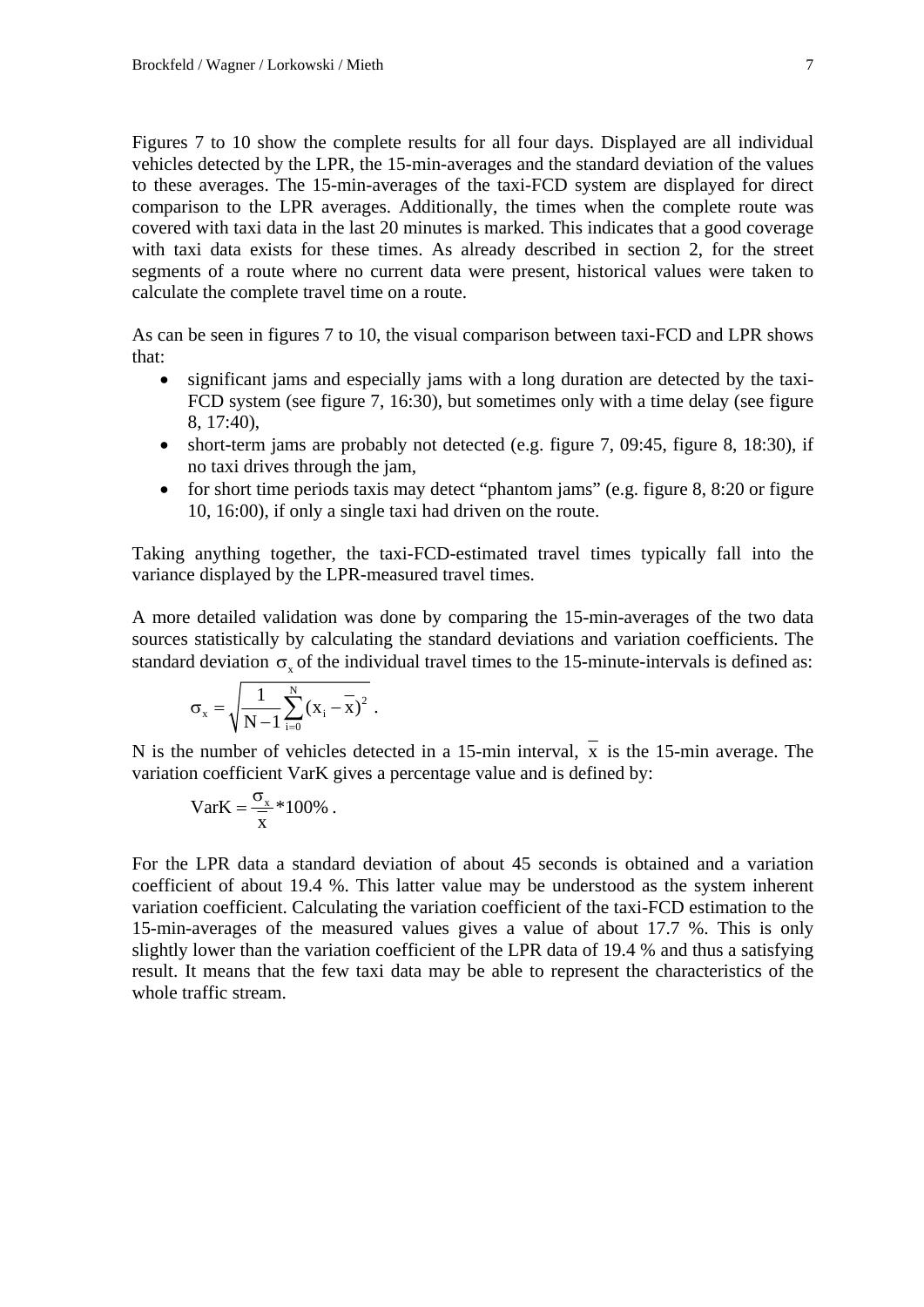Figures 7 to 10 show the complete results for all four days. Displayed are all individual vehicles detected by the LPR, the 15-min-averages and the standard deviation of the values to these averages. The 15-min-averages of the taxi-FCD system are displayed for direct comparison to the LPR averages. Additionally, the times when the complete route was covered with taxi data in the last 20 minutes is marked. This indicates that a good coverage with taxi data exists for these times. As already described in section 2, for the street segments of a route where no current data were present, historical values were taken to calculate the complete travel time on a route.

As can be seen in figures 7 to 10, the visual comparison between taxi-FCD and LPR shows that:

- significant jams and especially jams with a long duration are detected by the taxi-FCD system (see figure 7, 16:30), but sometimes only with a time delay (see figure 8, 17:40),
- short-term jams are probably not detected (e.g. figure 7, 09:45, figure 8, 18:30), if no taxi drives through the jam,
- for short time periods taxis may detect "phantom jams" (e.g. figure 8, 8:20 or figure 10, 16:00), if only a single taxi had driven on the route.

Taking anything together, the taxi-FCD-estimated travel times typically fall into the variance displayed by the LPR-measured travel times.

A more detailed validation was done by comparing the 15-min-averages of the two data sources statistically by calculating the standard deviations and variation coefficients. The standard deviation $\sigma_x$ of the individual travel times to the 15-minute-intervals is defined as:

$$\sigma_x = \sqrt{\frac{1}{N-1}\sum_{i=0}^{N}(x_i - \bar{x})^2} \; .$$

N is the number of vehicles detected in a 15-min interval, $\bar{x}$ is the 15-min average. The variation coefficient VarK gives a percentage value and is defined by:

$$\text{VarK} = \frac{\sigma_x}{\bar{x}} * 100\% \; .$$

For the LPR data a standard deviation of about 45 seconds is obtained and a variation coefficient of about 19.4 %. This latter value may be understood as the system inherent variation coefficient. Calculating the variation coefficient of the taxi-FCD estimation to the 15-min-averages of the measured values gives a value of about 17.7 %. This is only slightly lower than the variation coefficient of the LPR data of 19.4 % and thus a satisfying result. It means that the few taxi data may be able to represent the characteristics of the whole traffic stream.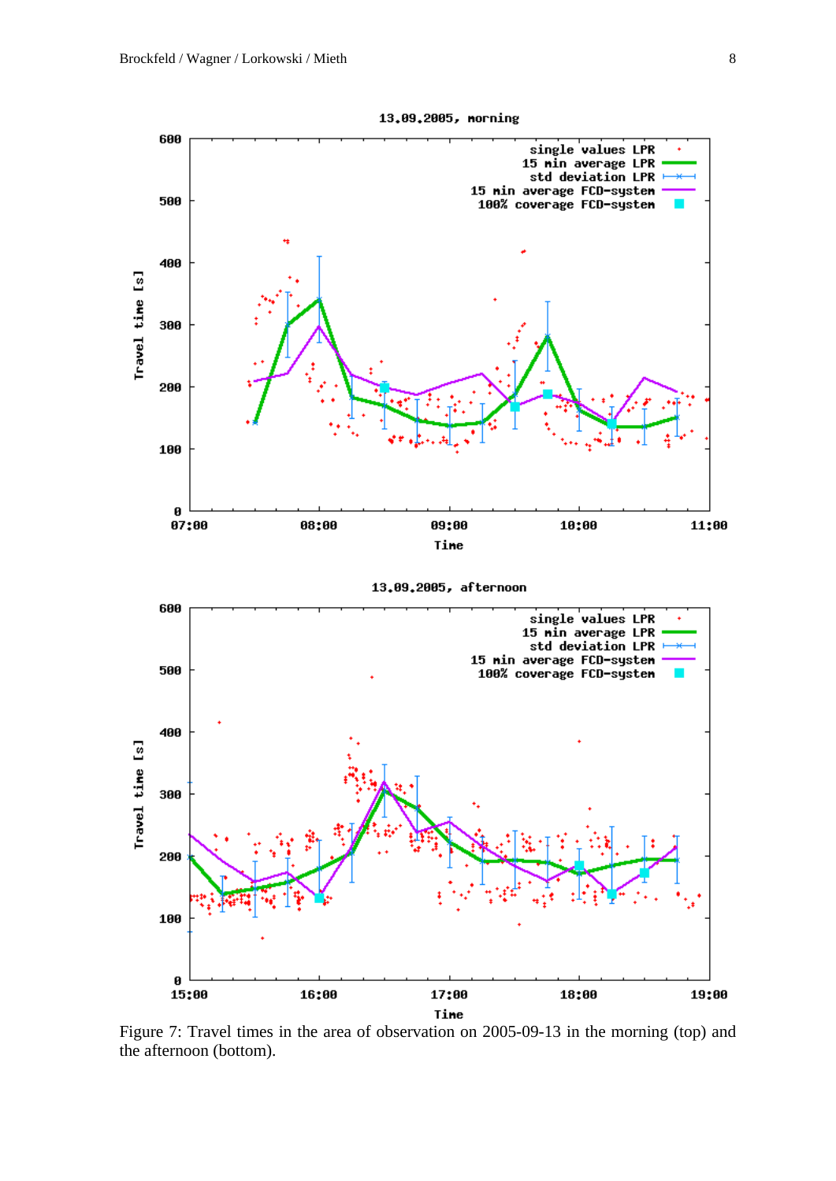Figure 7: Travel times in the area of observation on 2005-09-13 in the morning (top) and the afternoon (bottom).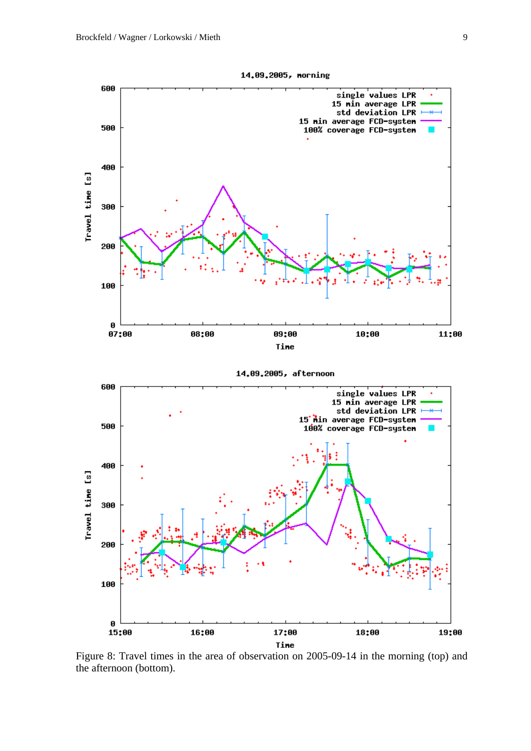Figure 8: Travel times in the area of observation on 2005-09-14 in the morning (top) and the afternoon (bottom).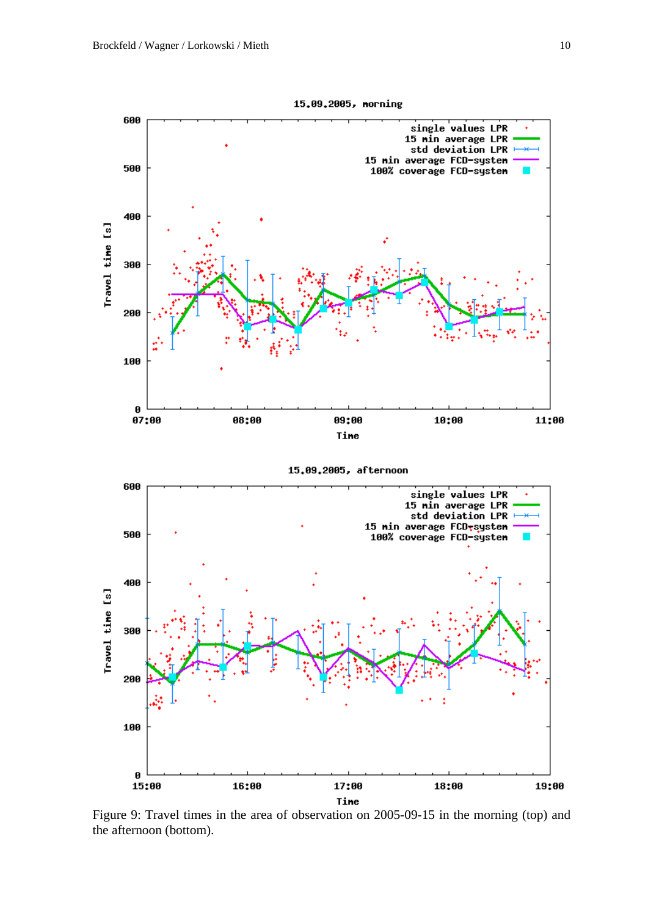Figure 9: Travel times in the area of observation on 2005-09-15 in the morning (top) and the afternoon (bottom).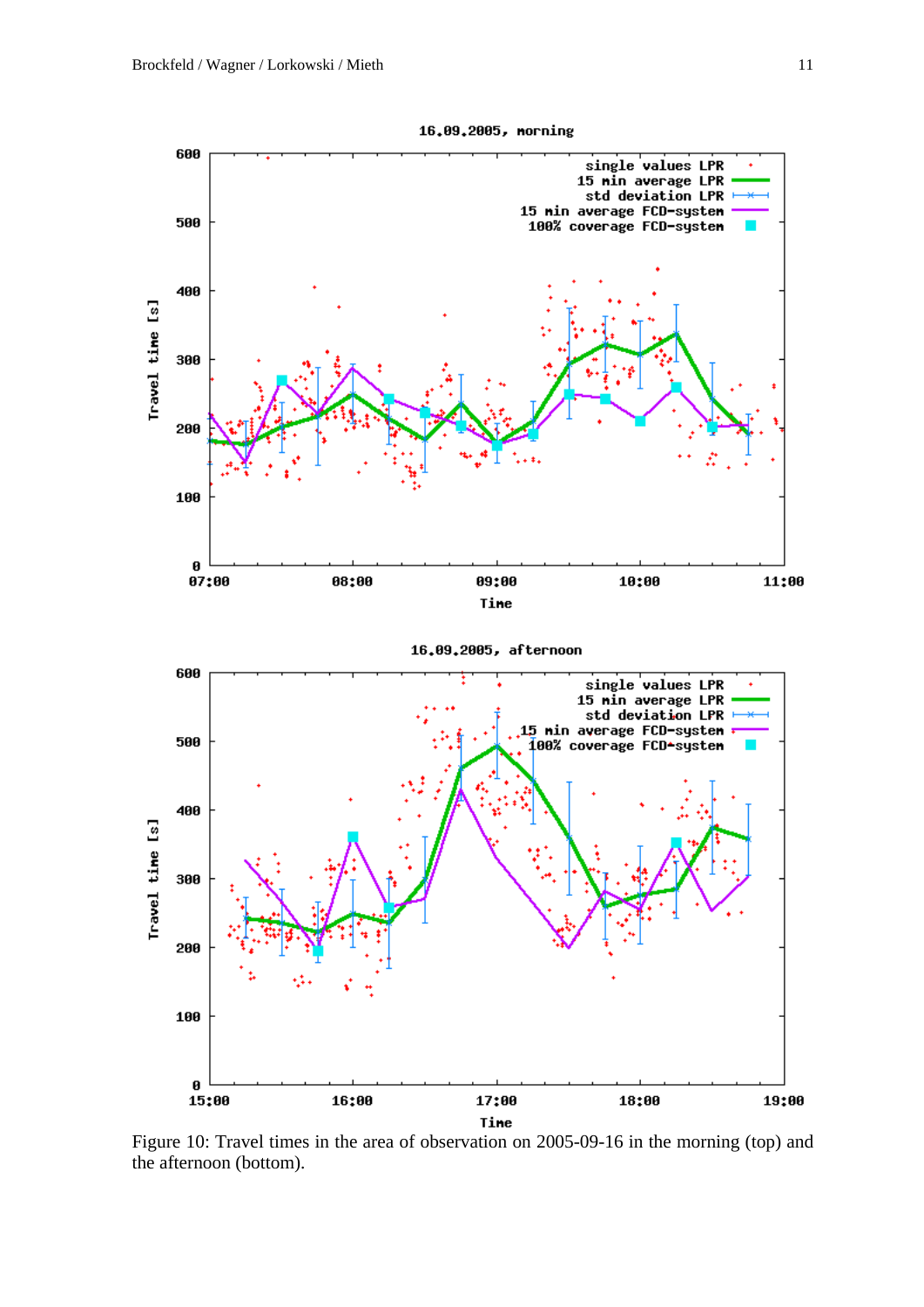Figure 10: Travel times in the area of observation on 2005-09-16 in the morning (top) and the afternoon (bottom).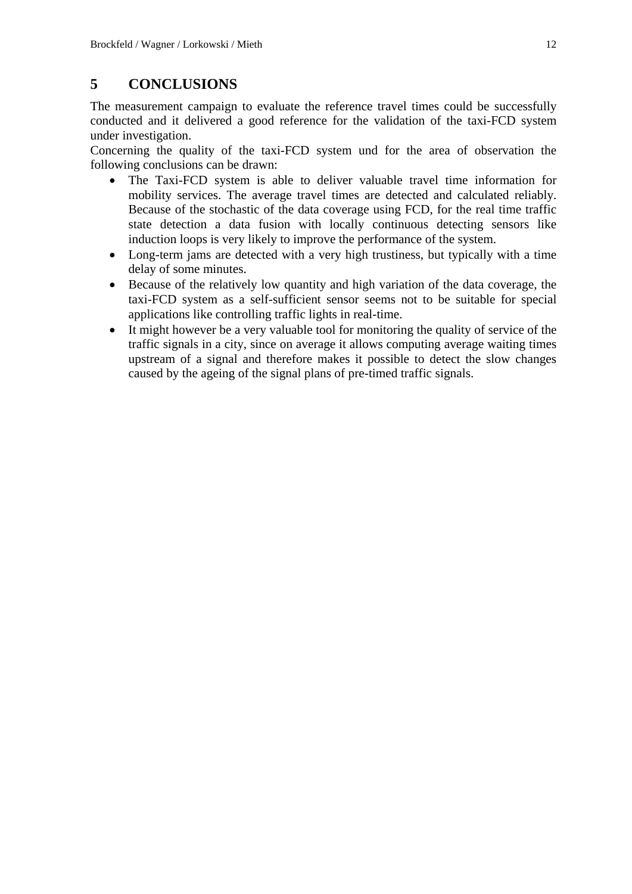# 5 CONCLUSIONS

The measurement campaign to evaluate the reference travel times could be successfully conducted and it delivered a good reference for the validation of the taxi-FCD system under investigation.

Concerning the quality of the taxi-FCD system und for the area of observation the following conclusions can be drawn:

- The Taxi-FCD system is able to deliver valuable travel time information for mobility services. The average travel times are detected and calculated reliably. Because of the stochastic of the data coverage using FCD, for the real time traffic state detection a data fusion with locally continuous detecting sensors like induction loops is very likely to improve the performance of the system.
- Long-term jams are detected with a very high trustiness, but typically with a time delay of some minutes.
- Because of the relatively low quantity and high variation of the data coverage, the taxi-FCD system as a self-sufficient sensor seems not to be suitable for special applications like controlling traffic lights in real-time.
- It might however be a very valuable tool for monitoring the quality of service of the traffic signals in a city, since on average it allows computing average waiting times upstream of a signal and therefore makes it possible to detect the slow changes caused by the ageing of the signal plans of pre-timed traffic signals.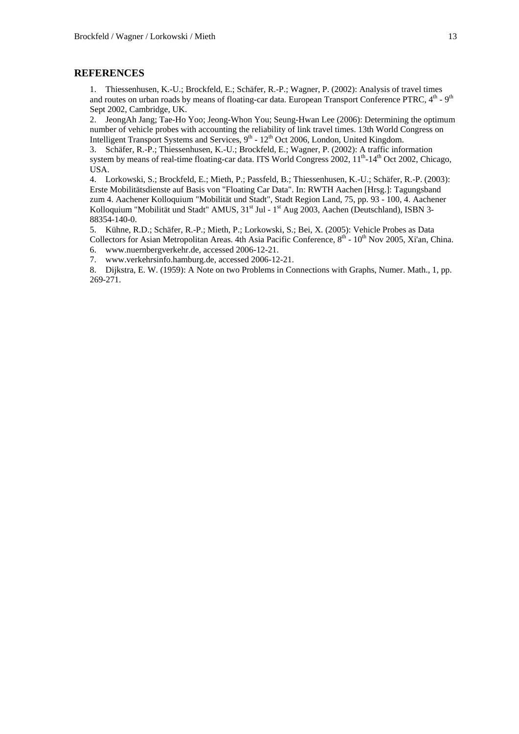## REFERENCES

1. Thiessenhusen, K.-U.; Brockfeld, E.; Schäfer, R.-P.; Wagner, P. (2002): Analysis of travel times and routes on urban roads by means of floating-car data. European Transport Conference PTRC, 4th - 9th Sept 2002, Cambridge, UK.
2. JeongAh Jang; Tae-Ho Yoo; Jeong-Whon You; Seung-Hwan Lee (2006): Determining the optimum number of vehicle probes with accounting the reliability of link travel times. 13th World Congress on Intelligent Transport Systems and Services, 9th - 12th Oct 2006, London, United Kingdom.
3. Schäfer, R.-P.; Thiessenhusen, K.-U.; Brockfeld, E.; Wagner, P. (2002): A traffic information system by means of real-time floating-car data. ITS World Congress 2002, 11th-14th Oct 2002, Chicago, USA.
4. Lorkowski, S.; Brockfeld, E.; Mieth, P.; Passfeld, B.; Thiessenhusen, K.-U.; Schäfer, R.-P. (2003): Erste Mobilitätsdienste auf Basis von "Floating Car Data". In: RWTH Aachen [Hrsg.]: Tagungsband zum 4. Aachener Kolloquium "Mobilität und Stadt", Stadt Region Land, 75, pp. 93 - 100, 4. Aachener Kolloquium "Mobilität und Stadt" AMUS, 31st Jul - 1st Aug 2003, Aachen (Deutschland), ISBN 3-88354-140-0.
5. Kühne, R.D.; Schäfer, R.-P.; Mieth, P.; Lorkowski, S.; Bei, X. (2005): Vehicle Probes as Data Collectors for Asian Metropolitan Areas. 4th Asia Pacific Conference, 8th - 10th Nov 2005, Xi'an, China.
6. www.nuernbergverkehr.de, accessed 2006-12-21.
7. www.verkehrsinfo.hamburg.de, accessed 2006-12-21.
8. Dijkstra, E. W. (1959): A Note on two Problems in Connections with Graphs, Numer. Math., 1, pp. 269-271.